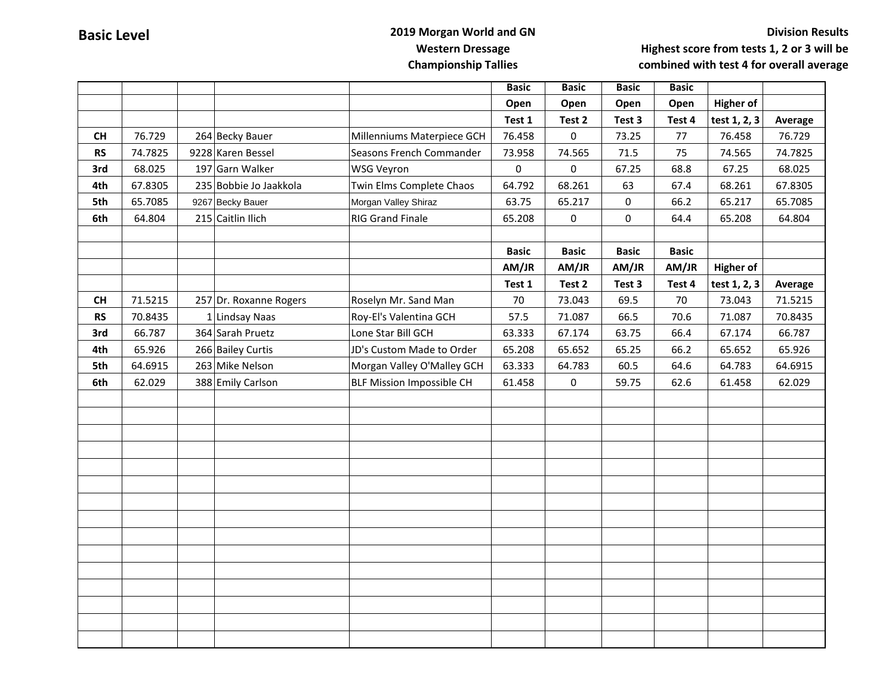**Basic Level**

**2019 Morgan World and GN**
**Western Dressage**
**Championship Tallies**

**Division Results**
**Highest score from tests 1, 2 or 3 will be combined with test 4 for overall average**

| | | | | | Basic | Basic | Basic | Basic | | |
|---|---|---|---|---|---|---|---|---|---|---|
| | | | | | Open | Open | Open | Open | Higher of | |
| | | | | | Test 1 | Test 2 | Test 3 | Test 4 | test 1, 2, 3 | Average |
| CH | 76.729 | 264 | Becky Bauer | Millenniums Materpiece GCH | 76.458 | 0 | 73.25 | 77 | 76.458 | 76.729 |
| RS | 74.7825 | 9228 | Karen Bessel | Seasons French Commander | 73.958 | 74.565 | 71.5 | 75 | 74.565 | 74.7825 |
| 3rd | 68.025 | 197 | Garn Walker | WSG Veyron | 0 | 0 | 67.25 | 68.8 | 67.25 | 68.025 |
| 4th | 67.8305 | 235 | Bobbie Jo Jaakkola | Twin Elms Complete Chaos | 64.792 | 68.261 | 63 | 67.4 | 68.261 | 67.8305 |
| 5th | 65.7085 | 9267 | Becky Bauer | Morgan Valley Shiraz | 63.75 | 65.217 | 0 | 66.2 | 65.217 | 65.7085 |
| 6th | 64.804 | 215 | Caitlin Ilich | RIG Grand Finale | 65.208 | 0 | 0 | 64.4 | 65.208 | 64.804 |
| | | | | | | | | | | |
| | | | | | Basic | Basic | Basic | Basic | | |
| | | | | | AM/JR | AM/JR | AM/JR | AM/JR | Higher of | |
| | | | | | Test 1 | Test 2 | Test 3 | Test 4 | test 1, 2, 3 | Average |
| CH | 71.5215 | 257 | Dr. Roxanne Rogers | Roselyn Mr. Sand Man | 70 | 73.043 | 69.5 | 70 | 73.043 | 71.5215 |
| RS | 70.8435 | 1 | Lindsay Naas | Roy-El's Valentina GCH | 57.5 | 71.087 | 66.5 | 70.6 | 71.087 | 70.8435 |
| 3rd | 66.787 | 364 | Sarah Pruetz | Lone Star Bill GCH | 63.333 | 67.174 | 63.75 | 66.4 | 67.174 | 66.787 |
| 4th | 65.926 | 266 | Bailey Curtis | JD's Custom Made to Order | 65.208 | 65.652 | 65.25 | 66.2 | 65.652 | 65.926 |
| 5th | 64.6915 | 263 | Mike Nelson | Morgan Valley O'Malley GCH | 63.333 | 64.783 | 60.5 | 64.6 | 64.783 | 64.6915 |
| 6th | 62.029 | 388 | Emily Carlson | BLF Mission Impossible CH | 61.458 | 0 | 59.75 | 62.6 | 61.458 | 62.029 |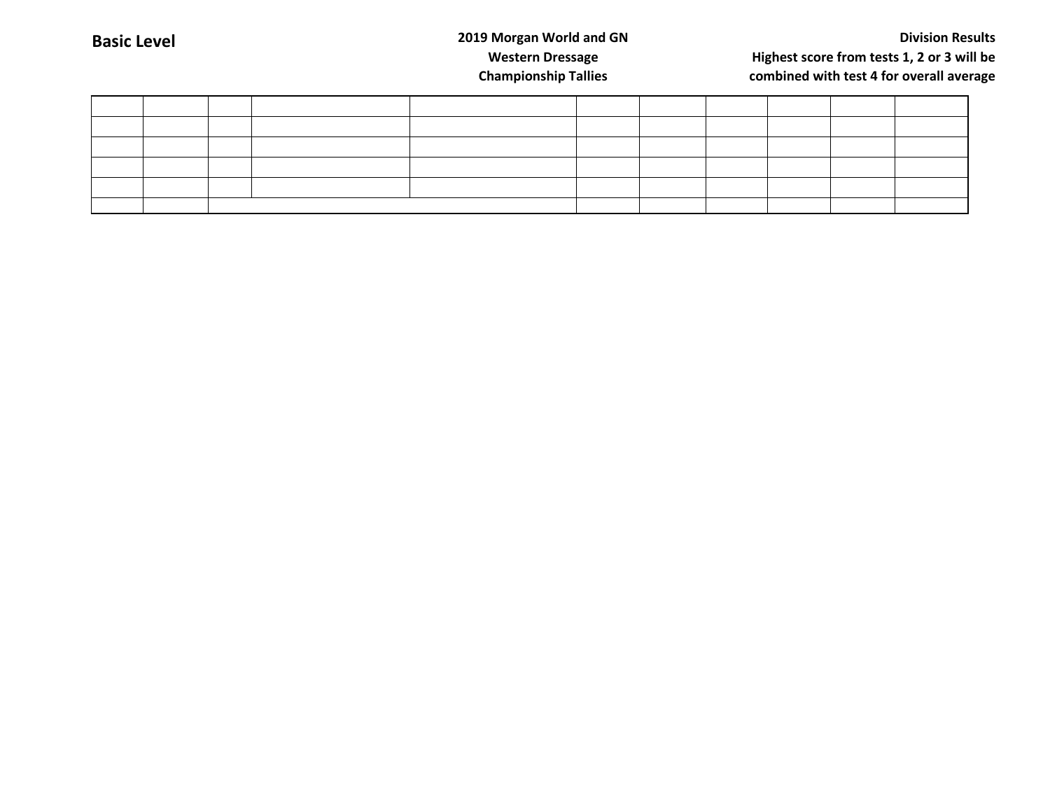**Basic Level**

**2019 Morgan World and GN**
**Western Dressage**
**Championship Tallies**

**Division Results**
**Highest score from tests 1, 2 or 3 will be combined with test 4 for overall average**

| | | | | | | | | | | |
|---|---|---|---|---|---|---|---|---|---|---|
| | | | | | | | | | | |
| | | | | | | | | | | |
| | | | | | | | | | | |
| | | | | | | | | | | |
| | | | | | | | | | | |
| | | | | | | | | | | |